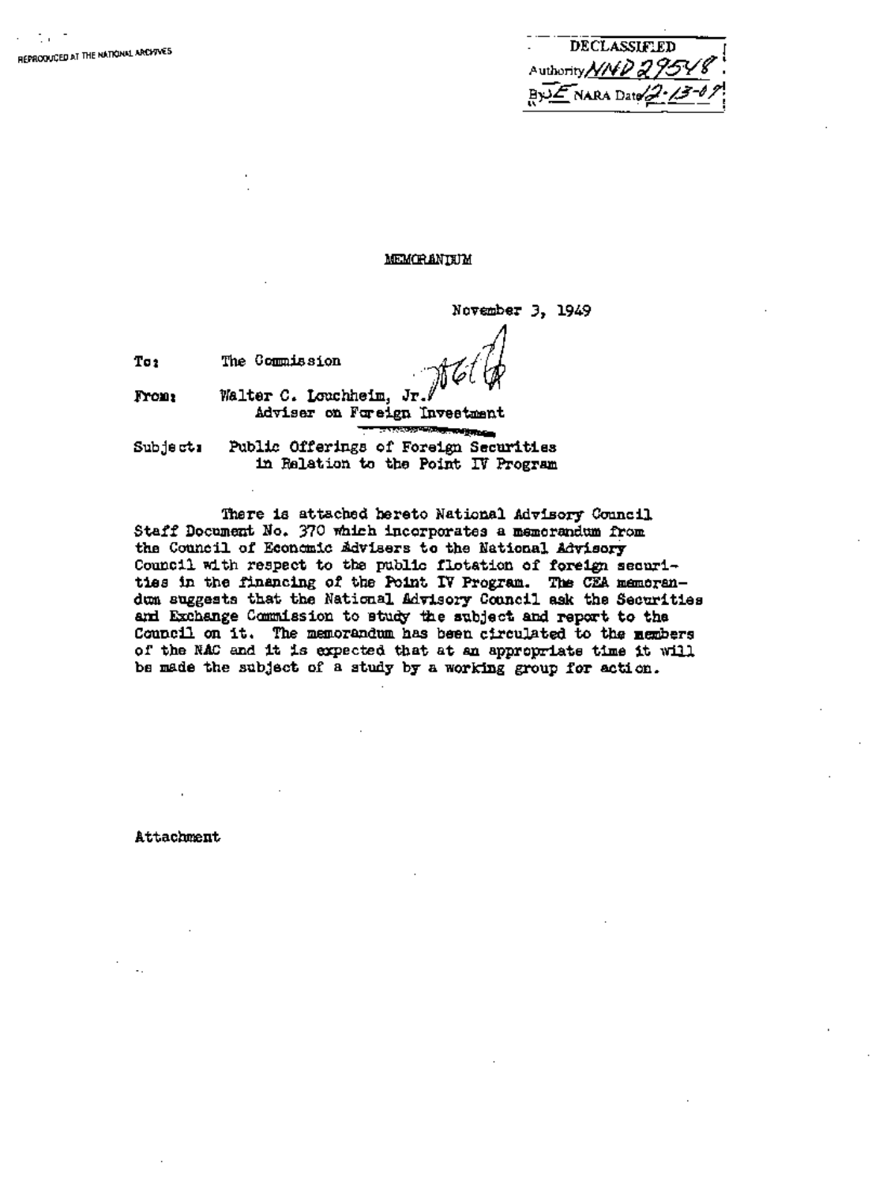DECLASSIFIED
Authority NND 29548
By JE NARA Date 12-13-07

MEMORANDUM

November 3, 1949

To: The Commission

From: Walter C. Louchheim, Jr.
Adviser on Foreign Investment

Subject: Public Offerings of Foreign Securities in Relation to the Point IV Program

There is attached hereto National Advisory Council Staff Document No. 370 which incorporates a memorandum from the Council of Economic Advisers to the National Advisory Council with respect to the public flotation of foreign securities in the financing of the Point IV Program. The CEA memorandum suggests that the National Advisory Council ask the Securities and Exchange Commission to study the subject and report to the Council on it. The memorandum has been circulated to the members of the NAC and it is expected that at an appropriate time it will be made the subject of a study by a working group for action.

Attachment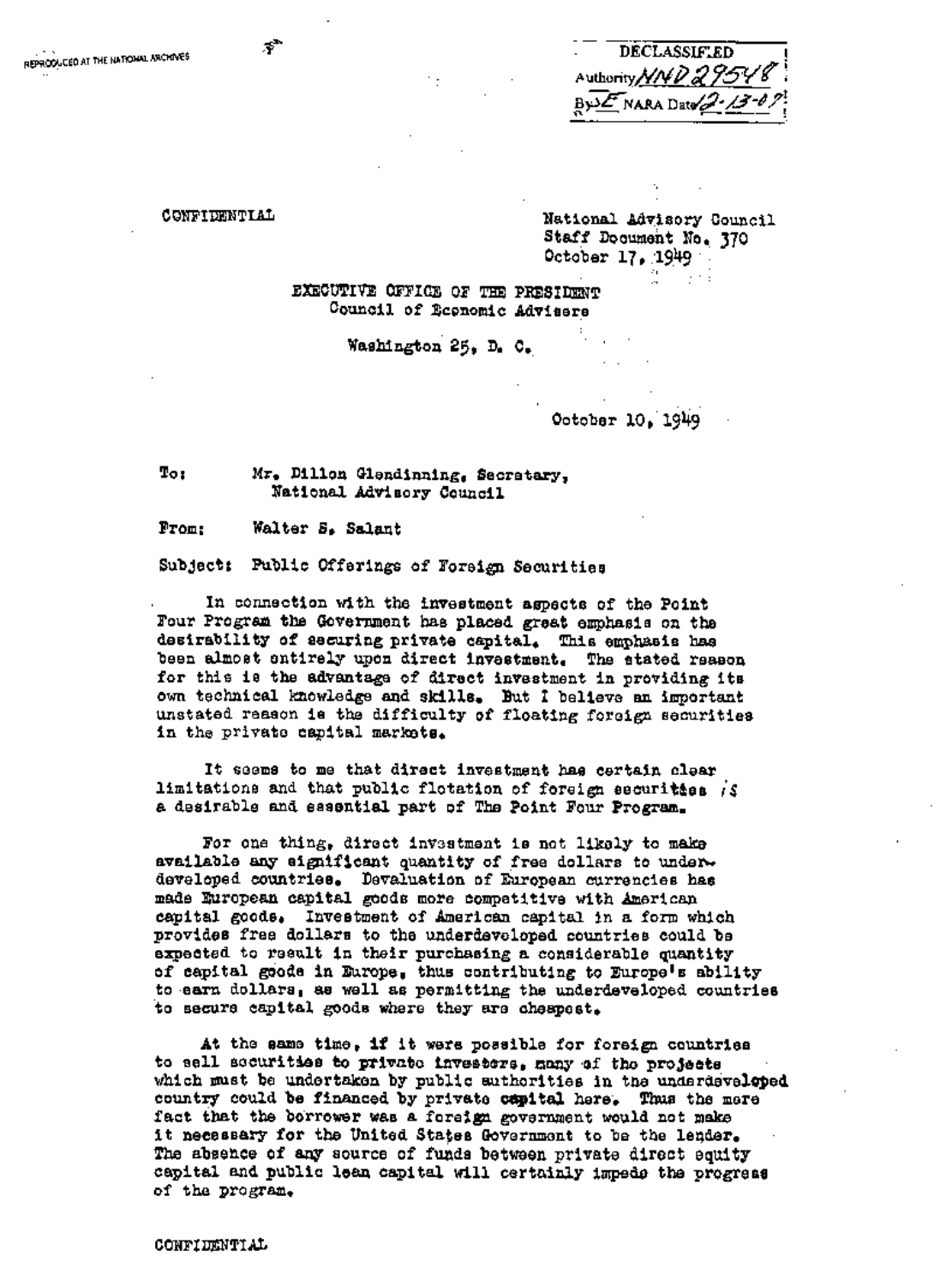REPRODUCED AT THE NATIONAL ARCHIVES

DECLASSIFIED
Authority NND 29548
By SE NARA Date 12-13-07

CONFIDENTIAL

National Advisory Council
Staff Document No. 370
October 17, 1949

EXECUTIVE OFFICE OF THE PRESIDENT
Council of Economic Advisers

Washington 25, D. C.

October 10, 1949

To: Mr. Dillon Glendinning, Secretary, National Advisory Council

From: Walter S. Salant

Subject: Public Offerings of Foreign Securities

In connection with the investment aspects of the Point Four Program the Government has placed great emphasis on the desirability of securing private capital. This emphasis has been almost entirely upon direct investment. The stated reason for this is the advantage of direct investment in providing its own technical knowledge and skills. But I believe an important unstated reason is the difficulty of floating foreign securities in the private capital markets.

It seems to me that direct investment has certain clear limitations and that public flotation of foreign securities is a desirable and essential part of The Point Four Program.

For one thing, direct investment is not likely to make available any significant quantity of free dollars to underdeveloped countries. Devaluation of European currencies has made European capital goods more competitive with American capital goods. Investment of American capital in a form which provides free dollars to the underdeveloped countries could be expected to result in their purchasing a considerable quantity of capital goods in Europe, thus contributing to Europe's ability to earn dollars, as well as permitting the underdeveloped countries to secure capital goods where they are cheapest.

At the same time, if it were possible for foreign countries to sell securities to private investors, many of the projects which must be undertaken by public authorities in the underdeveloped country could be financed by private capital here. Thus the mere fact that the borrower was a foreign government would not make it necessary for the United States Government to be the lender. The absence of any source of funds between private direct equity capital and public loan capital will certainly impede the progress of the program.

CONFIDENTIAL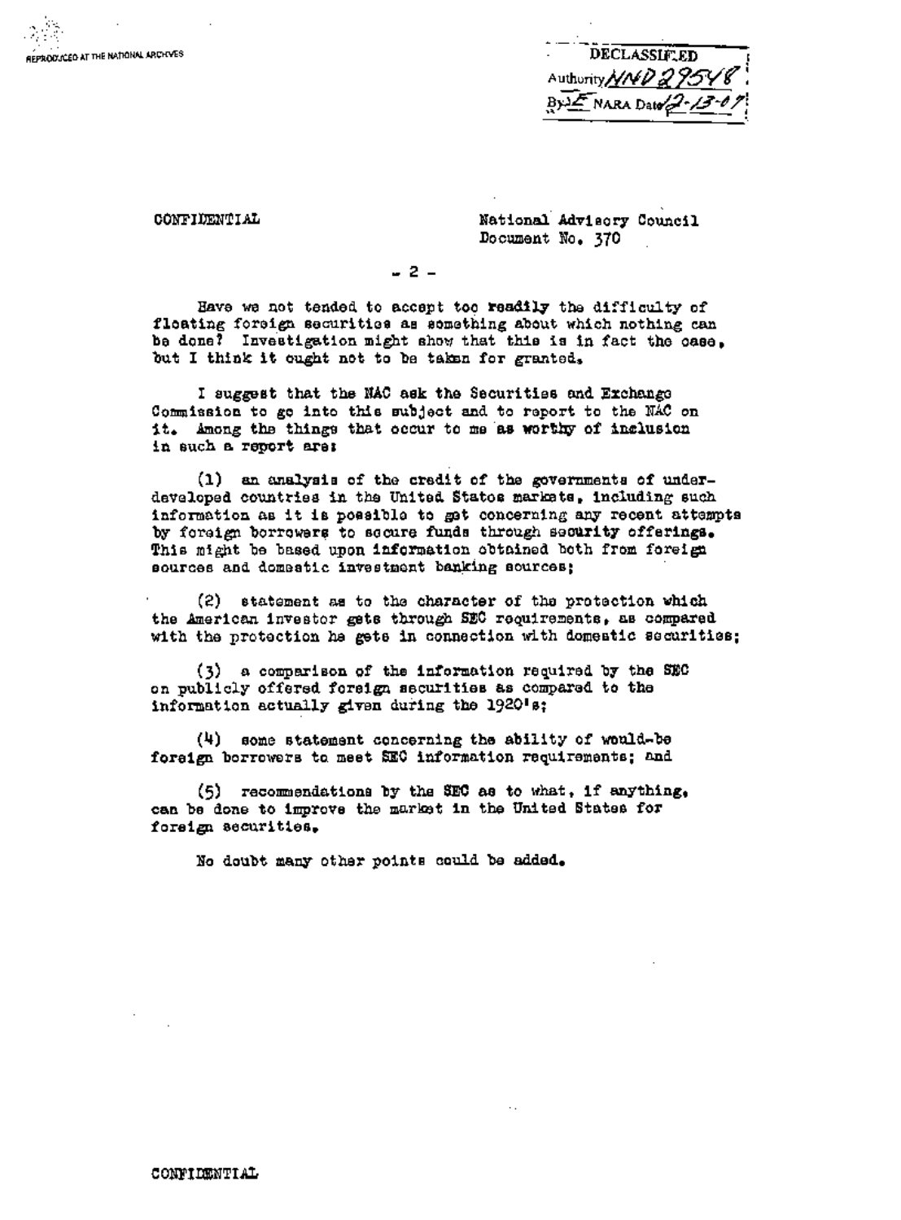CONFIDENTIAL

National Advisory Council
Document No. 370

Have we not tended to accept too readily the difficulty of floating foreign securities as something about which nothing can be done? Investigation might show that this is in fact the case, but I think it ought not to be taken for granted.

I suggest that the NAC ask the Securities and Exchange Commission to go into this subject and to report to the NAC on it. Among the things that occur to me as worthy of inclusion in such a report are:

(1) an analysis of the credit of the governments of under-developed countries in the United States markets, including such information as it is possible to get concerning any recent attempts by foreign borrowers to secure funds through security offerings. This might be based upon information obtained both from foreign sources and domestic investment banking sources;

(2) statement as to the character of the protection which the American investor gets through SEC requirements, as compared with the protection he gets in connection with domestic securities;

(3) a comparison of the information required by the SEC on publicly offered foreign securities as compared to the information actually given during the 1920's;

(4) some statement concerning the ability of would-be foreign borrowers to meet SEC information requirements; and

(5) recommendations by the SEC as to what, if anything, can be done to improve the market in the United States for foreign securities.

No doubt many other points could be added.

CONFIDENTIAL